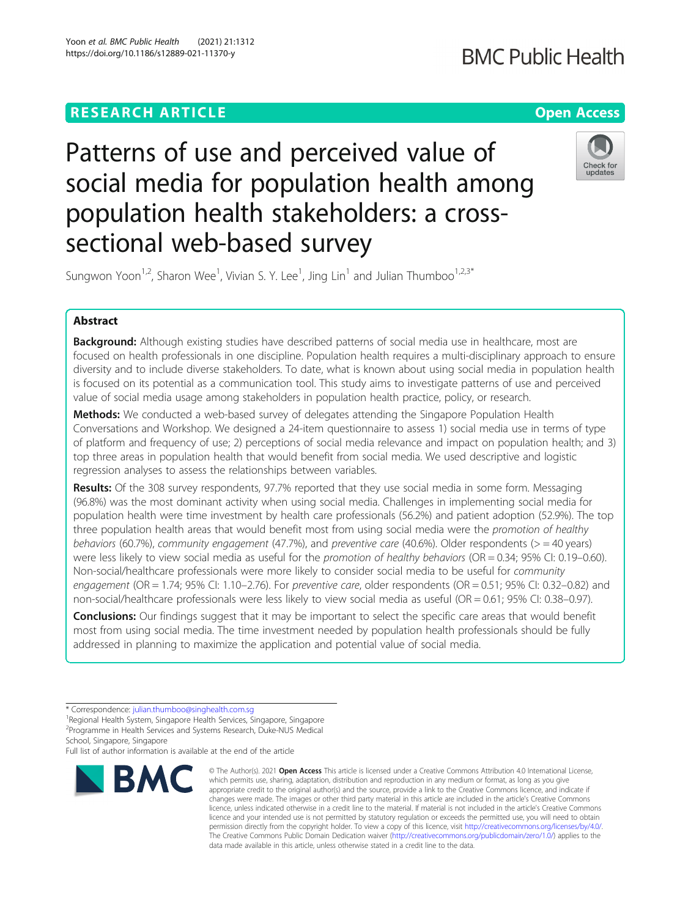RESEARCH ARTICLE

Open Access

# Patterns of use and perceived value of social media for population health among population health stakeholders: a cross-sectional web-based survey

Sungwon Yoon[1,2], Sharon Wee[1], Vivian S. Y. Lee[1], Jing Lin[1] and Julian Thumboo[1,2,3*]

## Abstract

**Background:** Although existing studies have described patterns of social media use in healthcare, most are focused on health professionals in one discipline. Population health requires a multi-disciplinary approach to ensure diversity and to include diverse stakeholders. To date, what is known about using social media in population health is focused on its potential as a communication tool. This study aims to investigate patterns of use and perceived value of social media usage among stakeholders in population health practice, policy, or research.

**Methods:** We conducted a web-based survey of delegates attending the Singapore Population Health Conversations and Workshop. We designed a 24-item questionnaire to assess 1) social media use in terms of type of platform and frequency of use; 2) perceptions of social media relevance and impact on population health; and 3) top three areas in population health that would benefit from social media. We used descriptive and logistic regression analyses to assess the relationships between variables.

**Results:** Of the 308 survey respondents, 97.7% reported that they use social media in some form. Messaging (96.8%) was the most dominant activity when using social media. Challenges in implementing social media for population health were time investment by health care professionals (56.2%) and patient adoption (52.9%). The top three population health areas that would benefit most from using social media were the *promotion of healthy behaviors* (60.7%), *community engagement* (47.7%), and *preventive care* (40.6%). Older respondents (>= 40 years) were less likely to view social media as useful for the *promotion of healthy behaviors* (OR = 0.34; 95% CI: 0.19–0.60). Non-social/healthcare professionals were more likely to consider social media to be useful for *community engagement* (OR = 1.74; 95% CI: 1.10–2.76). For *preventive care*, older respondents (OR = 0.51; 95% CI: 0.32–0.82) and non-social/healthcare professionals were less likely to view social media as useful (OR = 0.61; 95% CI: 0.38–0.97).

**Conclusions:** Our findings suggest that it may be important to select the specific care areas that would benefit most from using social media. The time investment needed by population health professionals should be fully addressed in planning to maximize the application and potential value of social media.

\* Correspondence: julian.thumboo@singhealth.com.sg
[1]Regional Health System, Singapore Health Services, Singapore, Singapore
[2]Programme in Health Services and Systems Research, Duke-NUS Medical School, Singapore, Singapore
Full list of author information is available at the end of the article

© The Author(s). 2021 **Open Access** This article is licensed under a Creative Commons Attribution 4.0 International License, which permits use, sharing, adaptation, distribution and reproduction in any medium or format, as long as you give appropriate credit to the original author(s) and the source, provide a link to the Creative Commons licence, and indicate if changes were made. The images or other third party material in this article are included in the article's Creative Commons licence, unless indicated otherwise in a credit line to the material. If material is not included in the article's Creative Commons licence and your intended use is not permitted by statutory regulation or exceeds the permitted use, you will need to obtain permission directly from the copyright holder. To view a copy of this licence, visit http://creativecommons.org/licenses/by/4.0/. The Creative Commons Public Domain Dedication waiver (http://creativecommons.org/publicdomain/zero/1.0/) applies to the data made available in this article, unless otherwise stated in a credit line to the data.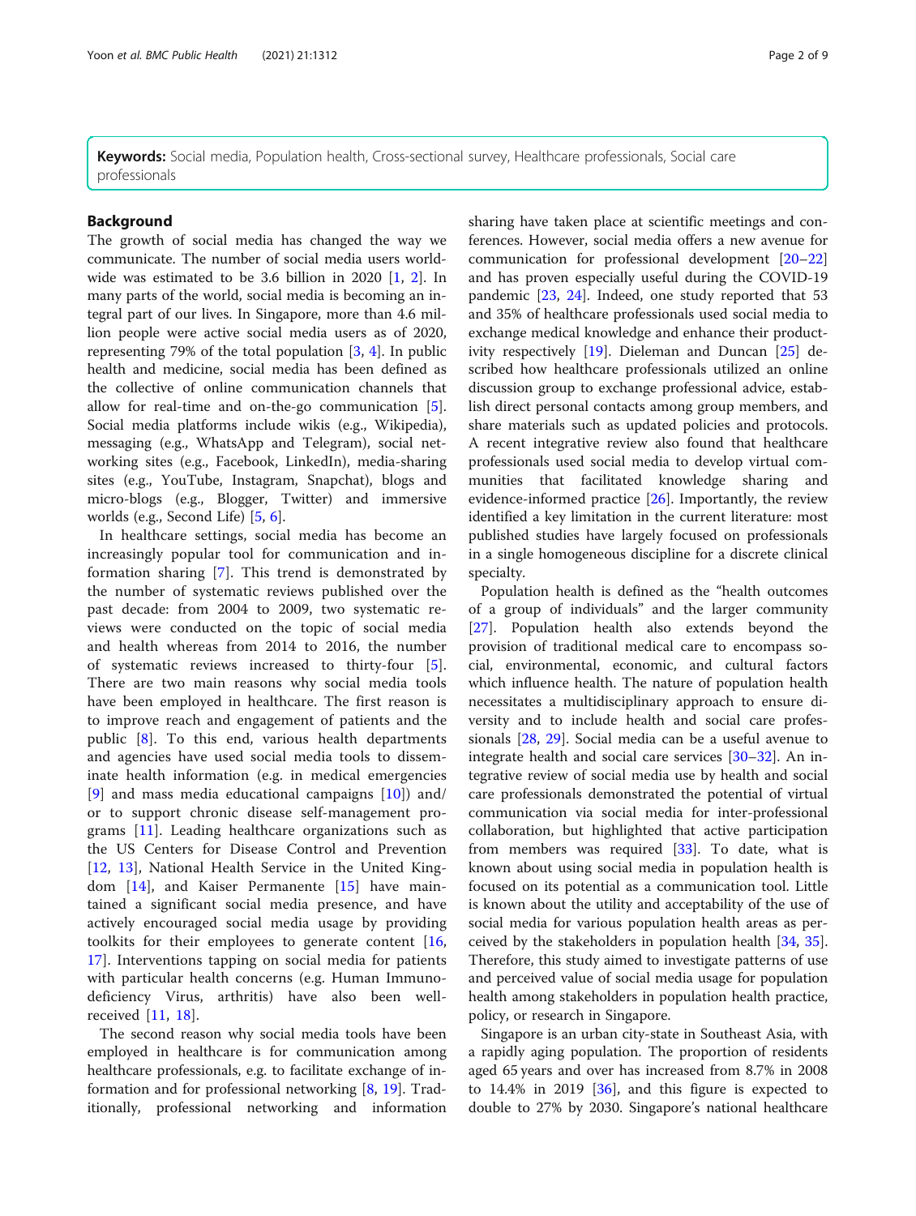**Keywords:** Social media, Population health, Cross-sectional survey, Healthcare professionals, Social care professionals

## Background

The growth of social media has changed the way we communicate. The number of social media users worldwide was estimated to be 3.6 billion in 2020 [1, 2]. In many parts of the world, social media is becoming an integral part of our lives. In Singapore, more than 4.6 million people were active social media users as of 2020, representing 79% of the total population [3, 4]. In public health and medicine, social media has been defined as the collective of online communication channels that allow for real-time and on-the-go communication [5]. Social media platforms include wikis (e.g., Wikipedia), messaging (e.g., WhatsApp and Telegram), social networking sites (e.g., Facebook, LinkedIn), media-sharing sites (e.g., YouTube, Instagram, Snapchat), blogs and micro-blogs (e.g., Blogger, Twitter) and immersive worlds (e.g., Second Life) [5, 6].

In healthcare settings, social media has become an increasingly popular tool for communication and information sharing [7]. This trend is demonstrated by the number of systematic reviews published over the past decade: from 2004 to 2009, two systematic reviews were conducted on the topic of social media and health whereas from 2014 to 2016, the number of systematic reviews increased to thirty-four [5]. There are two main reasons why social media tools have been employed in healthcare. The first reason is to improve reach and engagement of patients and the public [8]. To this end, various health departments and agencies have used social media to disseminate health information (e.g. in medical emergencies [9] and mass media educational campaigns [10]) and/or to support chronic disease self-management programs [11]. Leading healthcare organizations such as the US Centers for Disease Control and Prevention [12, 13], National Health Service in the United Kingdom [14], and Kaiser Permanente [15] have maintained a significant social media presence, and have actively encouraged social media usage by providing toolkits for their employees to generate content [16, 17]. Interventions tapping on social media for patients with particular health concerns (e.g. Human Immunodeficiency Virus, arthritis) have also been well-received [11, 18].

The second reason why social media tools have been employed in healthcare is for communication among healthcare professionals, e.g. to facilitate exchange of information and for professional networking [8, 19]. Traditionally, professional networking and information sharing have taken place at scientific meetings and conferences. However, social media offers a new avenue for communication for professional development [20–22] and has proven especially useful during the COVID-19 pandemic [23, 24]. Indeed, one study reported that 53 and 35% of healthcare professionals used social media to exchange medical knowledge and enhance their productivity respectively [19]. Dieleman and Duncan [25] described how healthcare professionals utilized an online discussion group to exchange professional advice, establish direct personal contacts among group members, and share materials such as updated policies and protocols. A recent integrative review also found that healthcare professionals used social media to develop virtual communities that facilitated knowledge sharing and evidence-informed practice [26]. Importantly, the review identified a key limitation in the current literature: most published studies have largely focused on professionals in a single homogeneous discipline for a discrete clinical specialty.

Population health is defined as the "health outcomes of a group of individuals" and the larger community [27]. Population health also extends beyond the provision of traditional medical care to encompass social, environmental, economic, and cultural factors which influence health. The nature of population health necessitates a multidisciplinary approach to ensure diversity and to include health and social care professionals [28, 29]. Social media can be a useful avenue to integrate health and social care services [30–32]. An integrative review of social media use by health and social care professionals demonstrated the potential of virtual communication via social media for inter-professional collaboration, but highlighted that active participation from members was required [33]. To date, what is known about using social media in population health is focused on its potential as a communication tool. Little is known about the utility and acceptability of the use of social media for various population health areas as perceived by the stakeholders in population health [34, 35]. Therefore, this study aimed to investigate patterns of use and perceived value of social media usage for population health among stakeholders in population health practice, policy, or research in Singapore.

Singapore is an urban city-state in Southeast Asia, with a rapidly aging population. The proportion of residents aged 65 years and over has increased from 8.7% in 2008 to 14.4% in 2019 [36], and this figure is expected to double to 27% by 2030. Singapore's national healthcare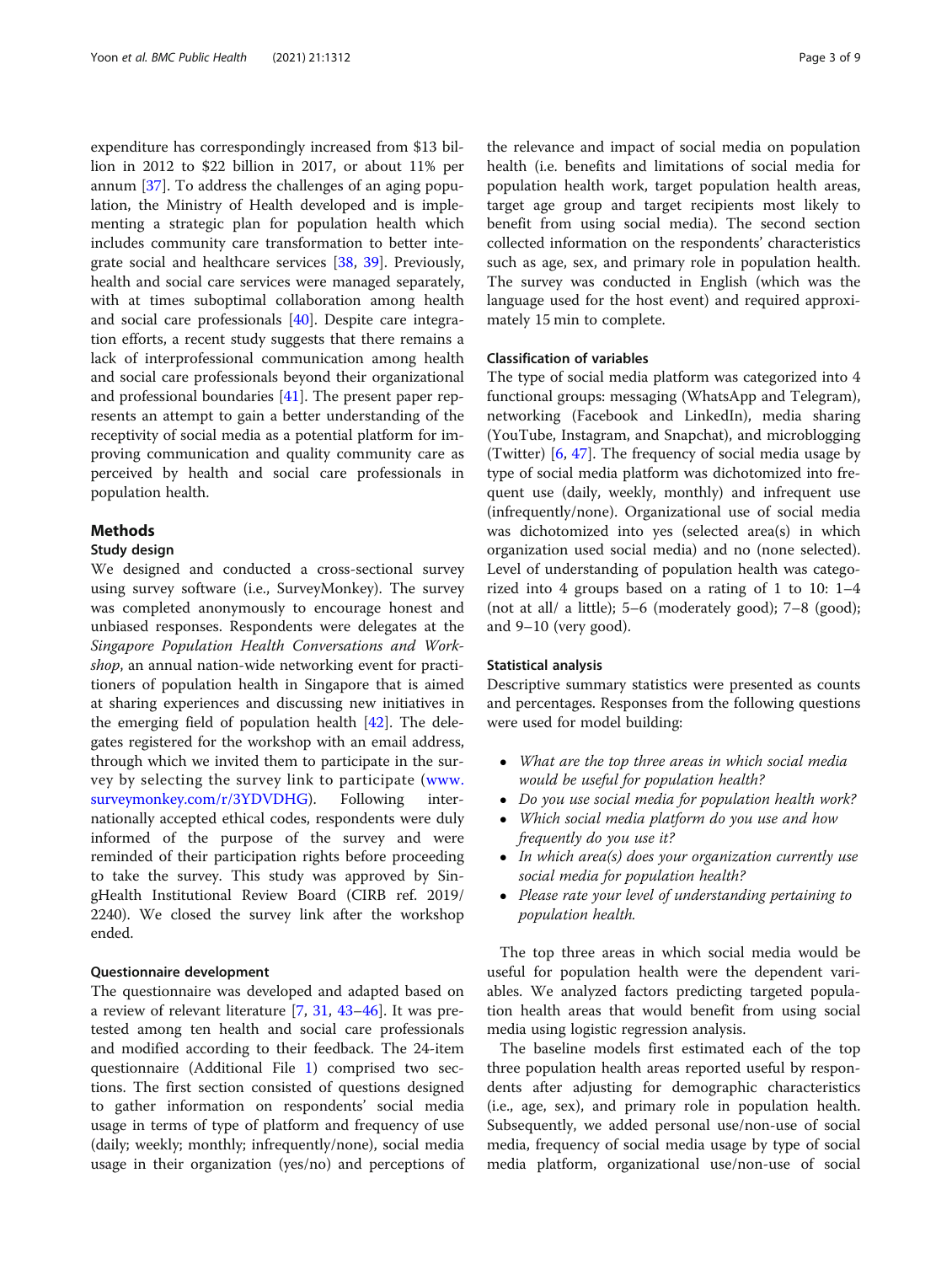expenditure has correspondingly increased from $13 billion in 2012 to $22 billion in 2017, or about 11% per annum [37]. To address the challenges of an aging population, the Ministry of Health developed and is implementing a strategic plan for population health which includes community care transformation to better integrate social and healthcare services [38, 39]. Previously, health and social care services were managed separately, with at times suboptimal collaboration among health and social care professionals [40]. Despite care integration efforts, a recent study suggests that there remains a lack of interprofessional communication among health and social care professionals beyond their organizational and professional boundaries [41]. The present paper represents an attempt to gain a better understanding of the receptivity of social media as a potential platform for improving communication and quality community care as perceived by health and social care professionals in population health.

## Methods

### Study design

We designed and conducted a cross-sectional survey using survey software (i.e., SurveyMonkey). The survey was completed anonymously to encourage honest and unbiased responses. Respondents were delegates at the *Singapore Population Health Conversations and Workshop*, an annual nation-wide networking event for practitioners of population health in Singapore that is aimed at sharing experiences and discussing new initiatives in the emerging field of population health [42]. The delegates registered for the workshop with an email address, through which we invited them to participate in the survey by selecting the survey link to participate (www.surveymonkey.com/r/3YDVDHG). Following internationally accepted ethical codes, respondents were duly informed of the purpose of the survey and were reminded of their participation rights before proceeding to take the survey. This study was approved by SingHealth Institutional Review Board (CIRB ref. 2019/2240). We closed the survey link after the workshop ended.

### Questionnaire development

The questionnaire was developed and adapted based on a review of relevant literature [7, 31, 43–46]. It was pretested among ten health and social care professionals and modified according to their feedback. The 24-item questionnaire (Additional File 1) comprised two sections. The first section consisted of questions designed to gather information on respondents' social media usage in terms of type of platform and frequency of use (daily; weekly; monthly; infrequently/none), social media usage in their organization (yes/no) and perceptions of the relevance and impact of social media on population health (i.e. benefits and limitations of social media for population health work, target population health areas, target age group and target recipients most likely to benefit from using social media). The second section collected information on the respondents' characteristics such as age, sex, and primary role in population health. The survey was conducted in English (which was the language used for the host event) and required approximately 15 min to complete.

### Classification of variables

The type of social media platform was categorized into 4 functional groups: messaging (WhatsApp and Telegram), networking (Facebook and LinkedIn), media sharing (YouTube, Instagram, and Snapchat), and microblogging (Twitter) [6, 47]. The frequency of social media usage by type of social media platform was dichotomized into frequent use (daily, weekly, monthly) and infrequent use (infrequently/none). Organizational use of social media was dichotomized into yes (selected area(s) in which organization used social media) and no (none selected). Level of understanding of population health was categorized into 4 groups based on a rating of 1 to 10: 1–4 (not at all/ a little); 5–6 (moderately good); 7–8 (good); and 9–10 (very good).

### Statistical analysis

Descriptive summary statistics were presented as counts and percentages. Responses from the following questions were used for model building:

- *What are the top three areas in which social media would be useful for population health?*
- *Do you use social media for population health work?*
- *Which social media platform do you use and how frequently do you use it?*
- *In which area(s) does your organization currently use social media for population health?*
- *Please rate your level of understanding pertaining to population health.*

The top three areas in which social media would be useful for population health were the dependent variables. We analyzed factors predicting targeted population health areas that would benefit from using social media using logistic regression analysis.

The baseline models first estimated each of the top three population health areas reported useful by respondents after adjusting for demographic characteristics (i.e., age, sex), and primary role in population health. Subsequently, we added personal use/non-use of social media, frequency of social media usage by type of social media platform, organizational use/non-use of social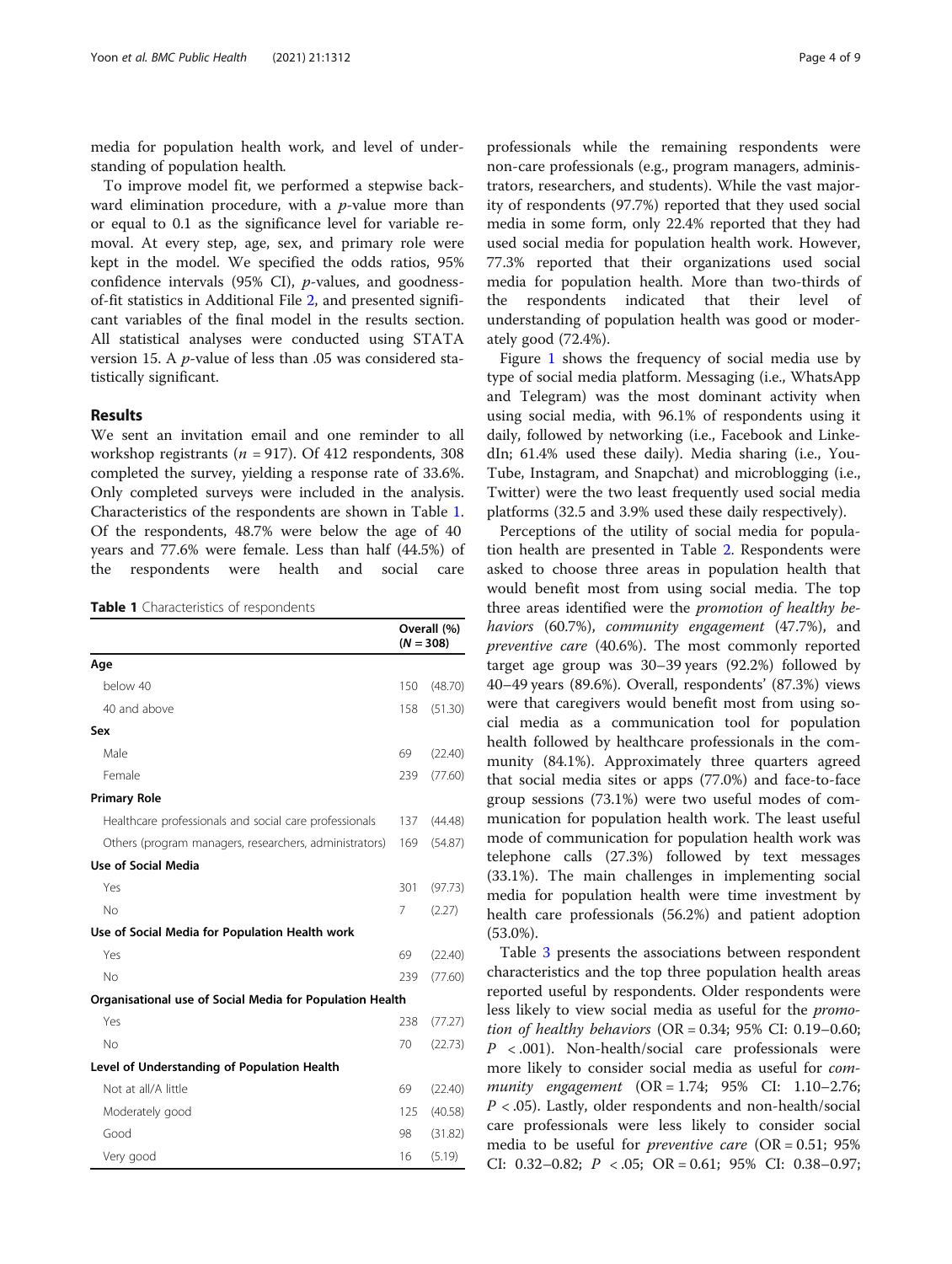media for population health work, and level of understanding of population health.

To improve model fit, we performed a stepwise backward elimination procedure, with a *p*-value more than or equal to 0.1 as the significance level for variable removal. At every step, age, sex, and primary role were kept in the model. We specified the odds ratios, 95% confidence intervals (95% CI), *p*-values, and goodness-of-fit statistics in Additional File 2, and presented significant variables of the final model in the results section. All statistical analyses were conducted using STATA version 15. A *p*-value of less than .05 was considered statistically significant.

## Results

We sent an invitation email and one reminder to all workshop registrants ($n = 917$). Of 412 respondents, 308 completed the survey, yielding a response rate of 33.6%. Only completed surveys were included in the analysis. Characteristics of the respondents are shown in Table 1. Of the respondents, 48.7% were below the age of 40 years and 77.6% were female. Less than half (44.5%) of the respondents were health and social care professionals while the remaining respondents were non-care professionals (e.g., program managers, administrators, researchers, and students). While the vast majority of respondents (97.7%) reported that they used social media in some form, only 22.4% reported that they had used social media for population health work. However, 77.3% reported that their organizations used social media for population health. More than two-thirds of the respondents indicated that their level of understanding of population health was good or moderately good (72.4%).

**Table 1** Characteristics of respondents

| | Overall (%) ($N = 308$) | |
|---|---|---|
| **Age** | | |
| below 40 | 150 | (48.70) |
| 40 and above | 158 | (51.30) |
| **Sex** | | |
| Male | 69 | (22.40) |
| Female | 239 | (77.60) |
| **Primary Role** | | |
| Healthcare professionals and social care professionals | 137 | (44.48) |
| Others (program managers, researchers, administrators) | 169 | (54.87) |
| **Use of Social Media** | | |
| Yes | 301 | (97.73) |
| No | 7 | (2.27) |
| **Use of Social Media for Population Health work** | | |
| Yes | 69 | (22.40) |
| No | 239 | (77.60) |
| **Organisational use of Social Media for Population Health** | | |
| Yes | 238 | (77.27) |
| No | 70 | (22.73) |
| **Level of Understanding of Population Health** | | |
| Not at all/A little | 69 | (22.40) |
| Moderately good | 125 | (40.58) |
| Good | 98 | (31.82) |
| Very good | 16 | (5.19) |

Figure 1 shows the frequency of social media use by type of social media platform. Messaging (i.e., WhatsApp and Telegram) was the most dominant activity when using social media, with 96.1% of respondents using it daily, followed by networking (i.e., Facebook and LinkedIn; 61.4% used these daily). Media sharing (i.e., YouTube, Instagram, and Snapchat) and microblogging (i.e., Twitter) were the two least frequently used social media platforms (32.5 and 3.9% used these daily respectively).

Perceptions of the utility of social media for population health are presented in Table 2. Respondents were asked to choose three areas in population health that would benefit most from using social media. The top three areas identified were the *promotion of healthy behaviors* (60.7%), *community engagement* (47.7%), and *preventive care* (40.6%). The most commonly reported target age group was 30–39 years (92.2%) followed by 40–49 years (89.6%). Overall, respondents' (87.3%) views were that caregivers would benefit most from using social media as a communication tool for population health followed by healthcare professionals in the community (84.1%). Approximately three quarters agreed that social media sites or apps (77.0%) and face-to-face group sessions (73.1%) were two useful modes of communication for population health work. The least useful mode of communication for population health work was telephone calls (27.3%) followed by text messages (33.1%). The main challenges in implementing social media for population health were time investment by health care professionals (56.2%) and patient adoption (53.0%).

Table 3 presents the associations between respondent characteristics and the top three population health areas reported useful by respondents. Older respondents were less likely to view social media as useful for the *promotion of healthy behaviors* (OR = 0.34; 95% CI: 0.19–0.60; $P < .001$). Non-health/social care professionals were more likely to consider social media as useful for *community engagement* (OR = 1.74; 95% CI: 1.10–2.76; $P < .05$). Lastly, older respondents and non-health/social care professionals were less likely to consider social media to be useful for *preventive care* (OR = 0.51; 95% CI: 0.32–0.82; $P < .05$; OR = 0.61; 95% CI: 0.38–0.97;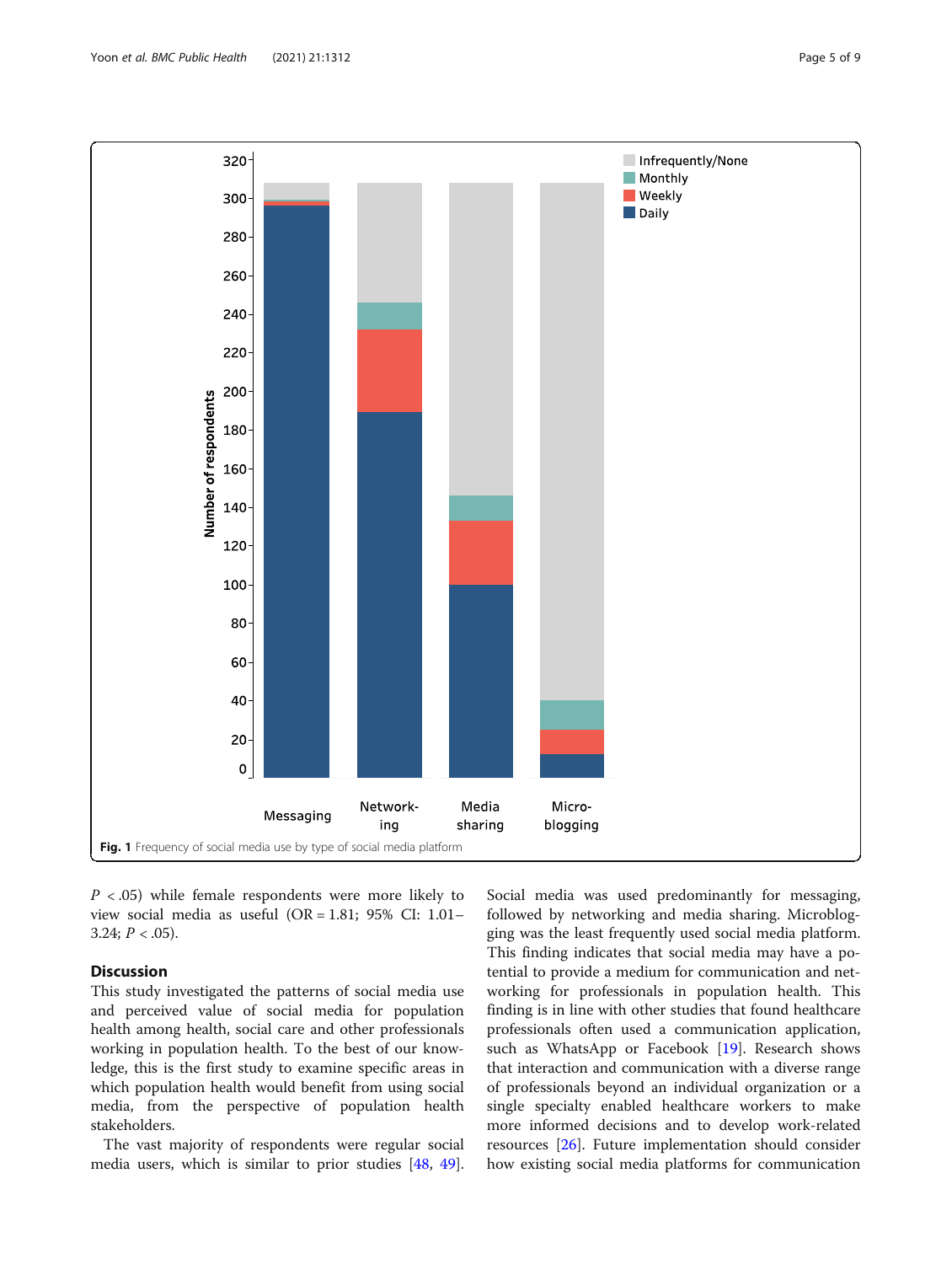Fig. 1 Frequency of social media use by type of social media platform

$P$ < .05) while female respondents were more likely to view social media as useful (OR = 1.81; 95% CI: 1.01–3.24; $P$ < .05).

## Discussion

This study investigated the patterns of social media use and perceived value of social media for population health among health, social care and other professionals working in population health. To the best of our knowledge, this is the first study to examine specific areas in which population health would benefit from using social media, from the perspective of population health stakeholders.

The vast majority of respondents were regular social media users, which is similar to prior studies [48, 49]. Social media was used predominantly for messaging, followed by networking and media sharing. Microblogging was the least frequently used social media platform. This finding indicates that social media may have a potential to provide a medium for communication and networking for professionals in population health. This finding is in line with other studies that found healthcare professionals often used a communication application, such as WhatsApp or Facebook [19]. Research shows that interaction and communication with a diverse range of professionals beyond an individual organization or a single specialty enabled healthcare workers to make more informed decisions and to develop work-related resources [26]. Future implementation should consider how existing social media platforms for communication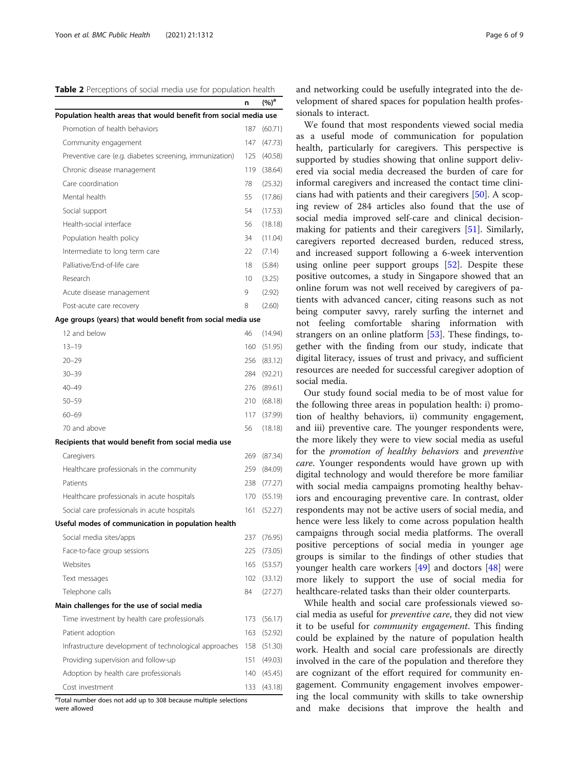**Table 2** Perceptions of social media use for population health

| | n | (%)[a] |
|---|---|---|
| **Population health areas that would benefit from social media use** | | |
| Promotion of health behaviors | 187 | (60.71) |
| Community engagement | 147 | (47.73) |
| Preventive care (e.g. diabetes screening, immunization) | 125 | (40.58) |
| Chronic disease management | 119 | (38.64) |
| Care coordination | 78 | (25.32) |
| Mental health | 55 | (17.86) |
| Social support | 54 | (17.53) |
| Health-social interface | 56 | (18.18) |
| Population health policy | 34 | (11.04) |
| Intermediate to long term care | 22 | (7.14) |
| Palliative/End-of-life care | 18 | (5.84) |
| Research | 10 | (3.25) |
| Acute disease management | 9 | (2.92) |
| Post-acute care recovery | 8 | (2.60) |
| **Age groups (years) that would benefit from social media use** | | |
| 12 and below | 46 | (14.94) |
| 13–19 | 160 | (51.95) |
| 20–29 | 256 | (83.12) |
| 30–39 | 284 | (92.21) |
| 40–49 | 276 | (89.61) |
| 50–59 | 210 | (68.18) |
| 60–69 | 117 | (37.99) |
| 70 and above | 56 | (18.18) |
| **Recipients that would benefit from social media use** | | |
| Caregivers | 269 | (87.34) |
| Healthcare professionals in the community | 259 | (84.09) |
| Patients | 238 | (77.27) |
| Healthcare professionals in acute hospitals | 170 | (55.19) |
| Social care professionals in acute hospitals | 161 | (52.27) |
| **Useful modes of communication in population health** | | |
| Social media sites/apps | 237 | (76.95) |
| Face-to-face group sessions | 225 | (73.05) |
| Websites | 165 | (53.57) |
| Text messages | 102 | (33.12) |
| Telephone calls | 84 | (27.27) |
| **Main challenges for the use of social media** | | |
| Time investment by health care professionals | 173 | (56.17) |
| Patient adoption | 163 | (52.92) |
| Infrastructure development of technological approaches | 158 | (51.30) |
| Providing supervision and follow-up | 151 | (49.03) |
| Adoption by health care professionals | 140 | (45.45) |
| Cost investment | 133 | (43.18) |

[a]Total number does not add up to 308 because multiple selections were allowed

and networking could be usefully integrated into the development of shared spaces for population health professionals to interact.

We found that most respondents viewed social media as a useful mode of communication for population health, particularly for caregivers. This perspective is supported by studies showing that online support delivered via social media decreased the burden of care for informal caregivers and increased the contact time clinicians had with patients and their caregivers [50]. A scoping review of 284 articles also found that the use of social media improved self-care and clinical decision-making for patients and their caregivers [51]. Similarly, caregivers reported decreased burden, reduced stress, and increased support following a 6-week intervention using online peer support groups [52]. Despite these positive outcomes, a study in Singapore showed that an online forum was not well received by caregivers of patients with advanced cancer, citing reasons such as not being computer savvy, rarely surfing the internet and not feeling comfortable sharing information with strangers on an online platform [53]. These findings, together with the finding from our study, indicate that digital literacy, issues of trust and privacy, and sufficient resources are needed for successful caregiver adoption of social media.

Our study found social media to be of most value for the following three areas in population health: i) promotion of healthy behaviors, ii) community engagement, and iii) preventive care. The younger respondents were, the more likely they were to view social media as useful for the *promotion of healthy behaviors* and *preventive care*. Younger respondents would have grown up with digital technology and would therefore be more familiar with social media campaigns promoting healthy behaviors and encouraging preventive care. In contrast, older respondents may not be active users of social media, and hence were less likely to come across population health campaigns through social media platforms. The overall positive perceptions of social media in younger age groups is similar to the findings of other studies that younger health care workers [49] and doctors [48] were more likely to support the use of social media for healthcare-related tasks than their older counterparts.

While health and social care professionals viewed social media as useful for *preventive care*, they did not view it to be useful for *community engagement*. This finding could be explained by the nature of population health work. Health and social care professionals are directly involved in the care of the population and therefore they are cognizant of the effort required for community engagement. Community engagement involves empowering the local community with skills to take ownership and make decisions that improve the health and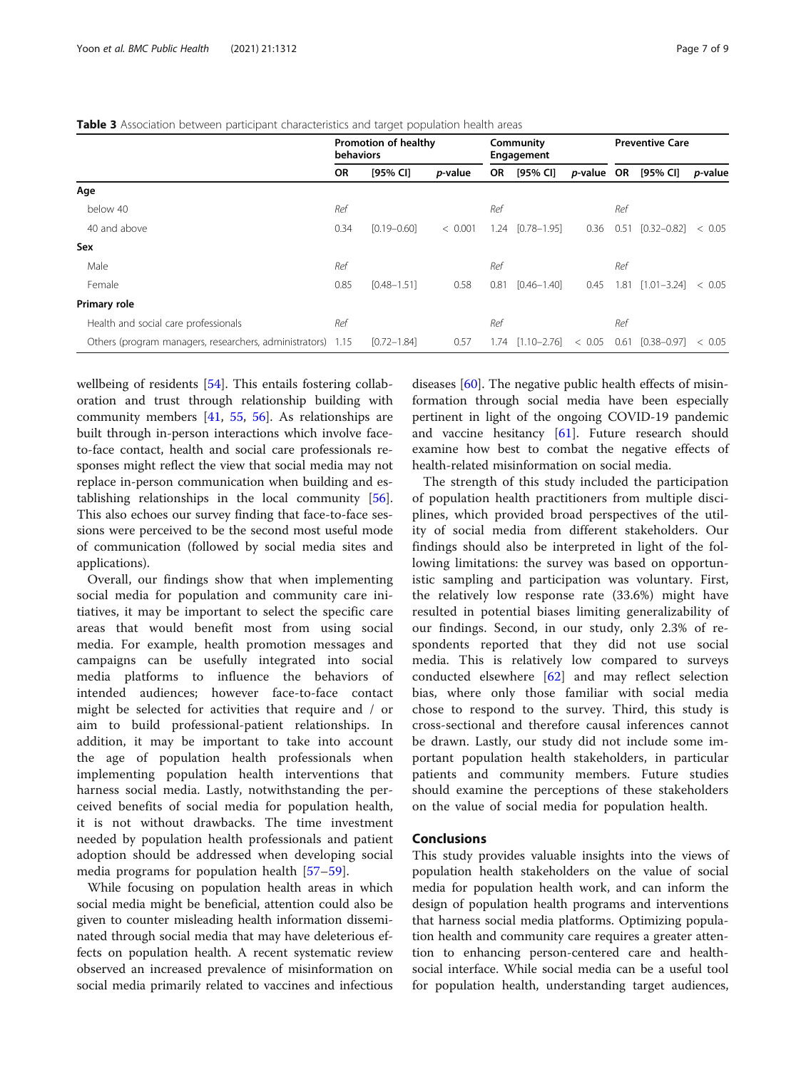**Table 3** Association between participant characteristics and target population health areas

| | Promotion of healthy behaviors | | | Community Engagement | | | Preventive Care | | |
|---|---|---|---|---|---|---|---|---|---|
| | OR | [95% CI] | *p*-value | OR | [95% CI] | *p*-value | OR | [95% CI] | *p*-value |
| **Age** | | | | | | | | | |
| below 40 | *Ref* | | | *Ref* | | | *Ref* | | |
| 40 and above | 0.34 | [0.19–0.60] | < 0.001 | 1.24 | [0.78–1.95] | 0.36 | 0.51 | [0.32–0.82] | < 0.05 |
| **Sex** | | | | | | | | | |
| Male | *Ref* | | | *Ref* | | | *Ref* | | |
| Female | 0.85 | [0.48–1.51] | 0.58 | 0.81 | [0.46–1.40] | 0.45 | 1.81 | [1.01–3.24] | < 0.05 |
| **Primary role** | | | | | | | | | |
| Health and social care professionals | *Ref* | | | *Ref* | | | *Ref* | | |
| Others (program managers, researchers, administrators) | 1.15 | [0.72–1.84] | 0.57 | 1.74 | [1.10–2.76] | < 0.05 | 0.61 | [0.38–0.97] | < 0.05 |

wellbeing of residents [54]. This entails fostering collaboration and trust through relationship building with community members [41, 55, 56]. As relationships are built through in-person interactions which involve face-to-face contact, health and social care professionals responses might reflect the view that social media may not replace in-person communication when building and establishing relationships in the local community [56]. This also echoes our survey finding that face-to-face sessions were perceived to be the second most useful mode of communication (followed by social media sites and applications).

Overall, our findings show that when implementing social media for population and community care initiatives, it may be important to select the specific care areas that would benefit most from using social media. For example, health promotion messages and campaigns can be usefully integrated into social media platforms to influence the behaviors of intended audiences; however face-to-face contact might be selected for activities that require and / or aim to build professional-patient relationships. In addition, it may be important to take into account the age of population health professionals when implementing population health interventions that harness social media. Lastly, notwithstanding the perceived benefits of social media for population health, it is not without drawbacks. The time investment needed by population health professionals and patient adoption should be addressed when developing social media programs for population health [57–59].

While focusing on population health areas in which social media might be beneficial, attention could also be given to counter misleading health information disseminated through social media that may have deleterious effects on population health. A recent systematic review observed an increased prevalence of misinformation on social media primarily related to vaccines and infectious diseases [60]. The negative public health effects of misinformation through social media have been especially pertinent in light of the ongoing COVID-19 pandemic and vaccine hesitancy [61]. Future research should examine how best to combat the negative effects of health-related misinformation on social media.

The strength of this study included the participation of population health practitioners from multiple disciplines, which provided broad perspectives of the utility of social media from different stakeholders. Our findings should also be interpreted in light of the following limitations: the survey was based on opportunistic sampling and participation was voluntary. First, the relatively low response rate (33.6%) might have resulted in potential biases limiting generalizability of our findings. Second, in our study, only 2.3% of respondents reported that they did not use social media. This is relatively low compared to surveys conducted elsewhere [62] and may reflect selection bias, where only those familiar with social media chose to respond to the survey. Third, this study is cross-sectional and therefore causal inferences cannot be drawn. Lastly, our study did not include some important population health stakeholders, in particular patients and community members. Future studies should examine the perceptions of these stakeholders on the value of social media for population health.

## Conclusions

This study provides valuable insights into the views of population health stakeholders on the value of social media for population health work, and can inform the design of population health programs and interventions that harness social media platforms. Optimizing population health and community care requires a greater attention to enhancing person-centered care and health-social interface. While social media can be a useful tool for population health, understanding target audiences,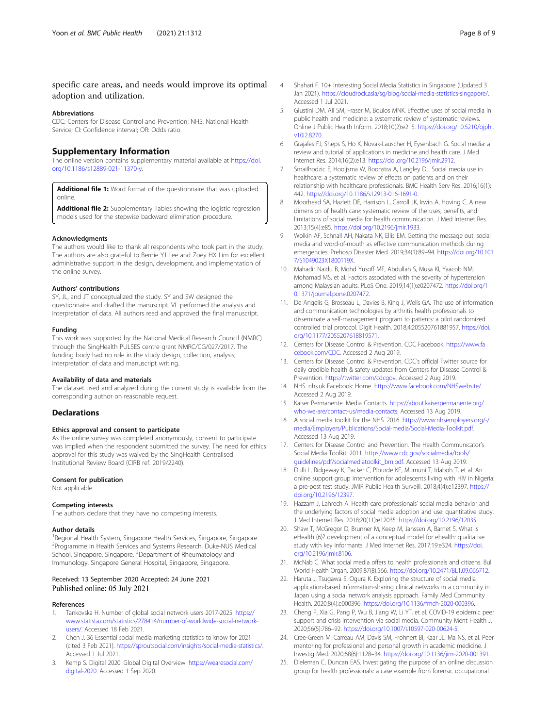specific care areas, and needs would improve its optimal adoption and utilization.

### Abbreviations

CDC: Centers for Disease Control and Prevention; NHS: National Health Service; CI: Confidence interval; OR: Odds ratio

## Supplementary Information

The online version contains supplementary material available at https://doi.org/10.1186/s12889-021-11370-y.

**Additional file 1:** Word format of the questionnaire that was uploaded online.

**Additional file 2:** Supplementary Tables showing the logistic regression models used for the stepwise backward elimination procedure.

### Acknowledgments

The authors would like to thank all respondents who took part in the study. The authors are also grateful to Bernie YJ Lee and Zoey HX Lim for excellent administrative support in the design, development, and implementation of the online survey.

### Authors' contributions

SY, JL, and JT conceptualized the study. SY and SW designed the questionnaire and drafted the manuscript. VL performed the analysis and interpretation of data. All authors read and approved the final manuscript.

### Funding

This work was supported by the National Medical Research Council (NMRC) through the SingHealth PULSES centre grant NMRC/CG/027/2017. The funding body had no role in the study design, collection, analysis, interpretation of data and manuscript writing.

### Availability of data and materials

The dataset used and analyzed during the current study is available from the corresponding author on reasonable request.

## Declarations

### Ethics approval and consent to participate

As the online survey was completed anonymously, consent to participate was implied when the respondent submitted the survey. The need for ethics approval for this study was waived by the SingHealth Centralised Institutional Review Board (CIRB ref. 2019/2240).

### Consent for publication

Not applicable.

### Competing interests

The authors declare that they have no competing interests.

### Author details

[1]Regional Health System, Singapore Health Services, Singapore, Singapore. [2]Programme in Health Services and Systems Research, Duke-NUS Medical School, Singapore, Singapore. [3]Department of Rheumatology and Immunology, Singapore General Hospital, Singapore, Singapore.

Received: 13 September 2020 Accepted: 24 June 2021
Published online: 05 July 2021

### References

1. Tankovska H. Number of global social network users 2017-2025. https://www.statista.com/statistics/278414/number-of-worldwide-social-network-users/. Accessed 18 Feb 2021.
2. Chen J. 36 Essential social media marketing statistics to know for 2021 (cited 3 Feb 2021). https://sproutsocial.com/insights/social-media-statistics/. Accessed 1 Jul 2021.
3. Kemp S. Digital 2020: Global Digital Overview. https://wearesocial.com/digital-2020. Accessed 1 Sep 2020.
4. Shahari F. 10+ Interesting Social Media Statistics in Singapore (Updated 3 Jan 2021). https://cloudrock.asia/sg/blog/social-media-statistics-singapore/. Accessed 1 Jul 2021.
5. Giustini DM, Ali SM, Fraser M, Boulos MNK. Effective uses of social media in public health and medicine: a systematic review of systematic reviews. Online J Public Health Inform. 2018;10(2):e215. https://doi.org/10.5210/ojphi.v10i2.8270.
6. Grajales FJ, Sheps S, Ho K, Novak-Lauscher H, Eysenbach G. Social media: a review and tutorial of applications in medicine and health care. J Med Internet Res. 2014;16(2):e13. https://doi.org/10.2196/jmir.2912.
7. Smailhodzic E, Hooijsma W, Boonstra A, Langley DJ. Social media use in healthcare: a systematic review of effects on patients and on their relationship with healthcare professionals. BMC Health Serv Res. 2016;16(1):442. https://doi.org/10.1186/s12913-016-1691-0.
8. Moorhead SA, Hazlett DE, Harrison L, Carroll JK, Irwin A, Hoving C. A new dimension of health care: systematic review of the uses, benefits, and limitations of social media for health communication. J Med Internet Res. 2013;15(4):e85. https://doi.org/10.2196/jmir.1933.
9. Wolkin AF, Schnall AH, Nakata NK, Ellis EM. Getting the message out: social media and word-of-mouth as effective communication methods during emergencies. Prehosp Disaster Med. 2019;34(1):89–94. https://doi.org/10.1017/S1049023X1800119X.
10. Mahadir Naidu B, Mohd Yusoff MF, Abdullah S, Musa KI, Yaacob NM, Mohamad MS, et al. Factors associated with the severity of hypertension among Malaysian adults. PLoS One. 2019;14(1):e0207472. https://doi.org/10.1371/journal.pone.0207472.
11. De Angelis G, Brosseau L, Davies B, King J, Wells GA. The use of information and communication technologies by arthritis health professionals to disseminate a self-management program to patients: a pilot randomized controlled trial protocol. Digit Health. 2018;4:205520761881957. https://doi.org/10.1177/2055207618819571.
12. Centers for Disease Control & Prevention. CDC Facebook. https://www.facebook.com/CDC. Accessed 2 Aug 2019.
13. Centers for Disease Control & Prevention. CDC's official Twitter source for daily credible health & safety updates from Centers for Disease Control & Prevention. https://twitter.com/cdcgov. Accessed 2 Aug 2019.
14. NHS. nhs.uk Facebook: Home. https://www.facebook.com/NHSwebsite/. Accessed 2 Aug 2019.
15. Kaiser Permanente. Media Contacts. https://about.kaiserpermanente.org/who-we-are/contact-us/media-contacts. Accessed 13 Aug 2019.
16. A social media toolkit for the NHS. 2016. https://www.nhsemployers.org/-/media/Employers/Publications/Social-media/Social-Media-Toolkit.pdf. Accessed 13 Aug 2019.
17. Centers for Disease Control and Prevention. The Health Communicator's Social Media Toolkit. 2011. https://www.cdc.gov/socialmedia/tools/guidelines/pdf/socialmediatoolkit_bm.pdf. Accessed 13 Aug 2019.
18. Dulli L, Ridgeway K, Packer C, Plourde KF, Mumuni T, Idaboh T, et al. An online support group intervention for adolescents living with HIV in Nigeria: a pre-post test study. JMIR Public Health Surveill. 2018;4(4):e12397. https://doi.org/10.2196/12397.
19. Hazzam J, Lahrech A. Health care professionals' social media behavior and the underlying factors of social media adoption and use: quantitative study. J Med Internet Res. 2018;20(11):e12035. https://doi.org/10.2196/12035.
20. Shaw T, McGregor D, Brunner M, Keep M, Janssen A, Barnet S. What is eHealth (6)? development of a conceptual model for ehealth: qualitative study with key informants. J Med Internet Res. 2017;19:e324. https://doi.org/10.2196/jmir.8106.
21. McNab C. What social media offers to health professionals and citizens. Bull World Health Organ. 2009;87(8):566. https://doi.org/10.2471/BLT.09.066712.
22. Haruta J, Tsugawa S, Ogura K. Exploring the structure of social media application-based information-sharing clinical networks in a community in Japan using a social network analysis approach. Family Med Community Health. 2020;8(4):e000396. https://doi.org/10.1136/fmch-2020-000396.
23. Cheng P, Xia G, Pang P, Wu B, Jiang W, Li YT, et al. COVID-19 epidemic peer support and crisis intervention via social media. Community Ment Health J. 2020;56(5):786–92. https://doi.org/10.1007/s10597-020-00624-5.
24. Cree-Green M, Carreau AM, Davis SM, Frohnert BI, Kaar JL, Ma NS, et al. Peer mentoring for professional and personal growth in academic medicine. J Investig Med. 2020;68(6):1128–34. https://doi.org/10.1136/jim-2020-001391.
25. Dieleman C, Duncan EAS. Investigating the purpose of an online discussion group for health professionals: a case example from forensic occupational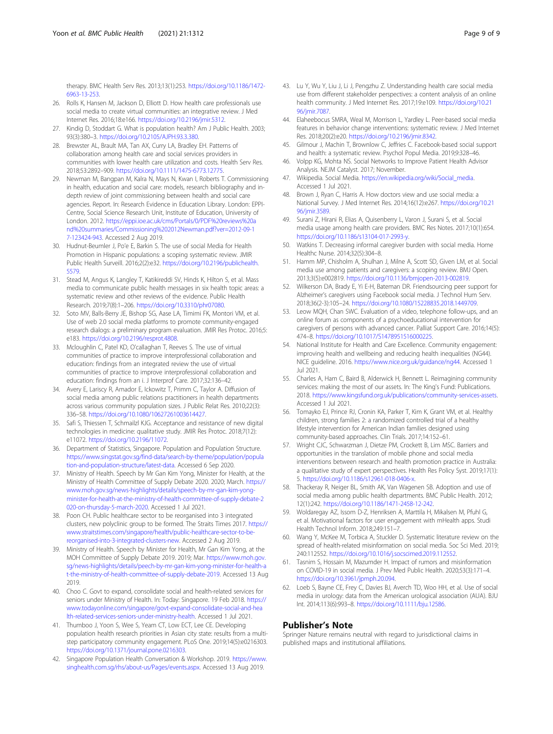therapy. BMC Health Serv Res. 2013;13(1):253. https://doi.org/10.1186/1472-6963-13-253.

26. Rolls K, Hansen M, Jackson D, Elliott D. How health care professionals use social media to create virtual communities: an integrative review. J Med Internet Res. 2016;18:e166. https://doi.org/10.2196/jmir.5312.
27. Kindig D, Stoddart G. What is population health? Am J Public Health. 2003; 93(3):380–3. https://doi.org/10.2105/AJPH.93.3.380.
28. Brewster AL, Brault MA, Tan AX, Curry LA, Bradley EH. Patterns of collaboration among health care and social services providers in communities with lower health care utilization and costs. Health Serv Res. 2018;53:2892–909. https://doi.org/10.1111/1475-6773.12775.
29. Newman M, Bangpan M, Kalra N, Mays N, Kwan I, Roberts T. Commissioning in health, education and social care: models, research bibliography and in-depth review of joint commissioning between health and social care agencies. Report. In: Research Evidence in Education Library. London: EPPI-Centre, Social Science Research Unit, Institute of Education, University of London. 2012. https://eppi.ioe.ac.uk/cms/Portals/0/PDF%20reviews%20and%20summaries/Commissioning%202012Newman.pdf?ver=2012-09-17-123424-943. Accessed 2 Aug 2019.
30. Hudnut-Beumler J, Po'e E, Barkin S. The use of social Media for Health Promotion in Hispanic populations: a scoping systematic review. JMIR Public Health Surveill. 2016;2(2):e32. https://doi.org/10.2196/publichealth.5579.
31. Stead M, Angus K, Langley T, Katikireddi SV, Hinds K, Hilton S, et al. Mass media to communicate public health messages in six health topic areas: a systematic review and other reviews of the evidence. Public Health Research. 2019;7(8):1–206. https://doi.org/10.3310/phr07080.
32. Soto MV, Balls-Berry JE, Bishop SG, Aase LA, Timimi FK, Montori VM, et al. Use of web 2.0 social media platforms to promote community-engaged research dialogs: a preliminary program evaluation. JMIR Res Protoc. 2016;5: e183. https://doi.org/10.2196/resprot.4808.
33. Mcloughlin C, Patel KD, O'callaghan T, Reeves S. The use of virtual communities of practice to improve interprofessional collaboration and education: findings from an integrated review the use of virtual communities of practice to improve interprofessional collaboration and education: findings from an i. J Interprof Care. 2017;32:136–42.
34. Avery E, Lariscy R, Amador E, Ickowitz T, Primm C, Taylor A. Diffusion of social media among public relations practitioners in health departments across various community population sizes. J Public Relat Res. 2010;22(3): 336–58. https://doi.org/10.1080/10627261003614427.
35. Safi S, Thiessen T, Schmailzl KJG. Acceptance and resistance of new digital technologies in medicine: qualitative study. JMIR Res Protoc. 2018;7(12): e11072. https://doi.org/10.2196/11072.
36. Department of Statistics, Singapore. Population and Population Structure. https://www.singstat.gov.sg/find-data/search-by-theme/population/population-and-population-structure/latest-data. Accessed 6 Sep 2020.
37. Ministry of Health. Speech by Mr Gan Kim Yong, Minister for Health, at the Ministry of Health Committee of Supply Debate 2020. 2020; March. https://www.moh.gov.sg/news-highlights/details/speech-by-mr-gan-kim-yong-minister-for-health-at-the-ministry-of-health-committee-of-supply-debate-2020-on-thursday-5-march-2020. Accessed 1 Jul 2021.
38. Poon CH. Public healthcare sector to be reorganised into 3 integrated clusters, new polyclinic group to be formed. The Straits Times 2017. https://www.straitstimes.com/singapore/health/public-healthcare-sector-to-be-reorganised-into-3-integrated-clusters-new. Accessed 2 Aug 2019.
39. Ministry of Health. Speech by Minister for Health, Mr Gan Kim Yong, at the MOH Committee of Supply Debate 2019. 2019; Mar. https://www.moh.gov.sg/news-highlights/details/peech-by-mr-gan-kim-yong-minister-for-health-at-the-ministry-of-health-committee-of-supply-debate-2019. Accessed 13 Aug 2019.
40. Choo C. Govt to expand, consolidate social and health-related services for seniors under Ministry of Health. In: Today: Singapore. 19 Feb 2018. https://www.todayonline.com/singapore/govt-expand-consolidate-social-and-health-related-services-seniors-under-ministry-health. Accessed 1 Jul 2021.
41. Thumboo J, Yoon S, Wee S, Yeam CT, Low ECT, Lee CE. Developing population health research priorities in Asian city state: results from a multi-step participatory community engagement. PLoS One. 2019;14(5):e0216303. https://doi.org/10.1371/journal.pone.0216303.
42. Singapore Population Health Conversation & Workshop. 2019. https://www.singhealth.com.sg/rhs/about-us/Pages/events.aspx. Accessed 13 Aug 2019.
43. Lu Y, Wu Y, Liu J, Li J, Pengzhu Z. Understanding health care social media use from different stakeholder perspectives: a content analysis of an online health community. J Med Internet Res. 2017;19:e109. https://doi.org/10.2196/jmir.7087.
44. Elaheebocus SMRA, Weal M, Morrison L, Yardley L. Peer-based social media features in behavior change interventions: systematic review. J Med Internet Res. 2018;20(2):e20. https://doi.org/10.2196/jmir.8342.
45. Gilmour J, Machin T, Brownlow C, Jeffries C. Facebook-based social support and health: a systematic review. Psychol Popul Media. 2019;9:328–46.
46. Volpp KG, Mohta NS. Social Networks to Improve Patient Health Advisor Analysis. NEJM Catalyst. 2017; November.
47. Wikipedia. Social Media. https://en.wikipedia.org/wiki/Social_media. Accessed 1 Jul 2021.
48. Brown J, Ryan C, Harris A. How doctors view and use social media: a National Survey. J Med Internet Res. 2014;16(12):e267. https://doi.org/10.2196/jmir.3589.
49. Surani Z, Hirani R, Elias A, Quisenberry L, Varon J, Surani S, et al. Social media usage among health care providers. BMC Res Notes. 2017;10(1):654. https://doi.org/10.1186/s13104-017-2993-y.
50. Watkins T. Decreasing informal caregiver burden with social media. Home Healthc Nurse. 2014;32(5):304–8.
51. Hamm MP, Chisholm A, Shulhan J, Milne A, Scott SD, Given LM, et al. Social media use among patients and caregivers: a scoping review. BMJ Open. 2013;3(5):e002819. https://doi.org/10.1136/bmjopen-2013-002819.
52. Wilkerson DA, Brady E, Yi E-H, Bateman DR. Friendsourcing peer support for Alzheimer's caregivers using Facebook social media. J Technol Hum Serv. 2018;36(2-3):105–24. https://doi.org/10.1080/15228835.2018.1449709.
53. Leow MQH, Chan SWC. Evaluation of a video, telephone follow-ups, and an online forum as components of a psychoeducational intervention for caregivers of persons with advanced cancer. Palliat Support Care. 2016;14(5): 474–8. https://doi.org/10.1017/S1478951516000225.
54. National Institute for Health and Care Excellence. Community engagement: improving health and wellbeing and reducing health inequalities (NG44). NICE guideline. 2016. https://www.nice.org.uk/guidance/ng44. Accessed 1 Jul 2021.
55. Charles A, Ham C, Baird B, Alderwick H, Bennett L. Reimagining community services: making the most of our assets. In: The King's Fund: Publications. 2018. https://www.kingsfund.org.uk/publications/community-services-assets. Accessed 1 Jul 2021.
56. Tomayko EJ, Prince RJ, Cronin KA, Parker T, Kim K, Grant VM, et al. Healthy children, strong families 2: a randomized controlled trial of a healthy lifestyle intervention for American Indian families designed using community-based approaches. Clin Trials. 2017;14:152–61.
57. Wright CJC, Schwarzman J, Dietze PM, Crockett B, Lim MSC. Barriers and opportunities in the translation of mobile phone and social media interventions between research and health promotion practice in Australia: a qualitative study of expert perspectives. Health Res Policy Syst. 2019;17(1): 5. https://doi.org/10.1186/s12961-018-0406-x.
58. Thackeray R, Neiger BL, Smith AK, Van Wagenen SB. Adoption and use of social media among public health departments. BMC Public Health. 2012; 12(1):242. https://doi.org/10.1186/1471-2458-12-242.
59. Woldaregay AZ, Issom D-Z, Henriksen A, Marttila H, Mikalsen M, Pfuhl G, et al. Motivational factors for user engagement with mHealth apps. Studi Health Technol Inform. 2018;249:151–7.
60. Wang Y, McKee M, Torbica A, Stuckler D. Systematic literature review on the spread of health-related misinformation on social media. Soc Sci Med. 2019; 240:112552. https://doi.org/10.1016/j.socscimed.2019.112552.
61. Tasnim S, Hossain M, Mazumder H. Impact of rumors and misinformation on COVID-19 in social media. J Prev Med Public Health. 2020;53(3):171–4. https://doi.org/10.3961/jpmph.20.094.
62. Loeb S, Bayne CE, Frey C, Davies BJ, Averch TD, Woo HH, et al. Use of social media in urology: data from the American urological association (AUA). BJU Int. 2014;113(6):993–8. https://doi.org/10.1111/bju.12586.

## Publisher's Note

Springer Nature remains neutral with regard to jurisdictional claims in published maps and institutional affiliations.